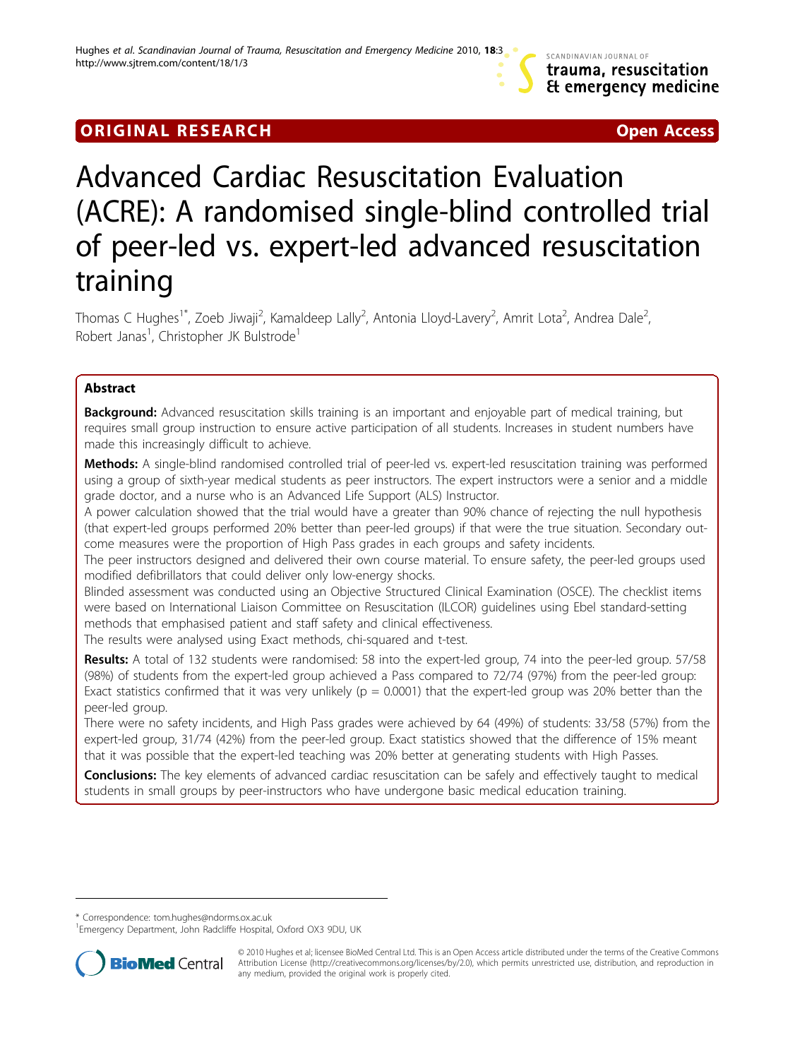ORIGINAL RESEARCH **Open Access**

# Advanced Cardiac Resuscitation Evaluation (ACRE): A randomised single-blind controlled trial of peer-led vs. expert-led advanced resuscitation training

Thomas C Hughes[1*], Zoeb Jiwaji[2], Kamaldeep Lally[2], Antonia Lloyd-Lavery[2], Amrit Lota[2], Andrea Dale[2], Robert Janas[1], Christopher JK Bulstrode[1]

## Abstract

**Background:** Advanced resuscitation skills training is an important and enjoyable part of medical training, but requires small group instruction to ensure active participation of all students. Increases in student numbers have made this increasingly difficult to achieve.

**Methods:** A single-blind randomised controlled trial of peer-led vs. expert-led resuscitation training was performed using a group of sixth-year medical students as peer instructors. The expert instructors were a senior and a middle grade doctor, and a nurse who is an Advanced Life Support (ALS) Instructor.

A power calculation showed that the trial would have a greater than 90% chance of rejecting the null hypothesis (that expert-led groups performed 20% better than peer-led groups) if that were the true situation. Secondary outcome measures were the proportion of High Pass grades in each groups and safety incidents.

The peer instructors designed and delivered their own course material. To ensure safety, the peer-led groups used modified defibrillators that could deliver only low-energy shocks.

Blinded assessment was conducted using an Objective Structured Clinical Examination (OSCE). The checklist items were based on International Liaison Committee on Resuscitation (ILCOR) guidelines using Ebel standard-setting methods that emphasised patient and staff safety and clinical effectiveness.

The results were analysed using Exact methods, chi-squared and t-test.

**Results:** A total of 132 students were randomised: 58 into the expert-led group, 74 into the peer-led group. 57/58 (98%) of students from the expert-led group achieved a Pass compared to 72/74 (97%) from the peer-led group: Exact statistics confirmed that it was very unlikely ($p = 0.0001$) that the expert-led group was 20% better than the peer-led group.

There were no safety incidents, and High Pass grades were achieved by 64 (49%) of students: 33/58 (57%) from the expert-led group, 31/74 (42%) from the peer-led group. Exact statistics showed that the difference of 15% meant that it was possible that the expert-led teaching was 20% better at generating students with High Passes.

**Conclusions:** The key elements of advanced cardiac resuscitation can be safely and effectively taught to medical students in small groups by peer-instructors who have undergone basic medical education training.

---

\* Correspondence: tom.hughes@ndorms.ox.ac.uk
[1]Emergency Department, John Radcliffe Hospital, Oxford OX3 9DU, UK

© 2010 Hughes et al; licensee BioMed Central Ltd. This is an Open Access article distributed under the terms of the Creative Commons Attribution License (http://creativecommons.org/licenses/by/2.0), which permits unrestricted use, distribution, and reproduction in any medium, provided the original work is properly cited.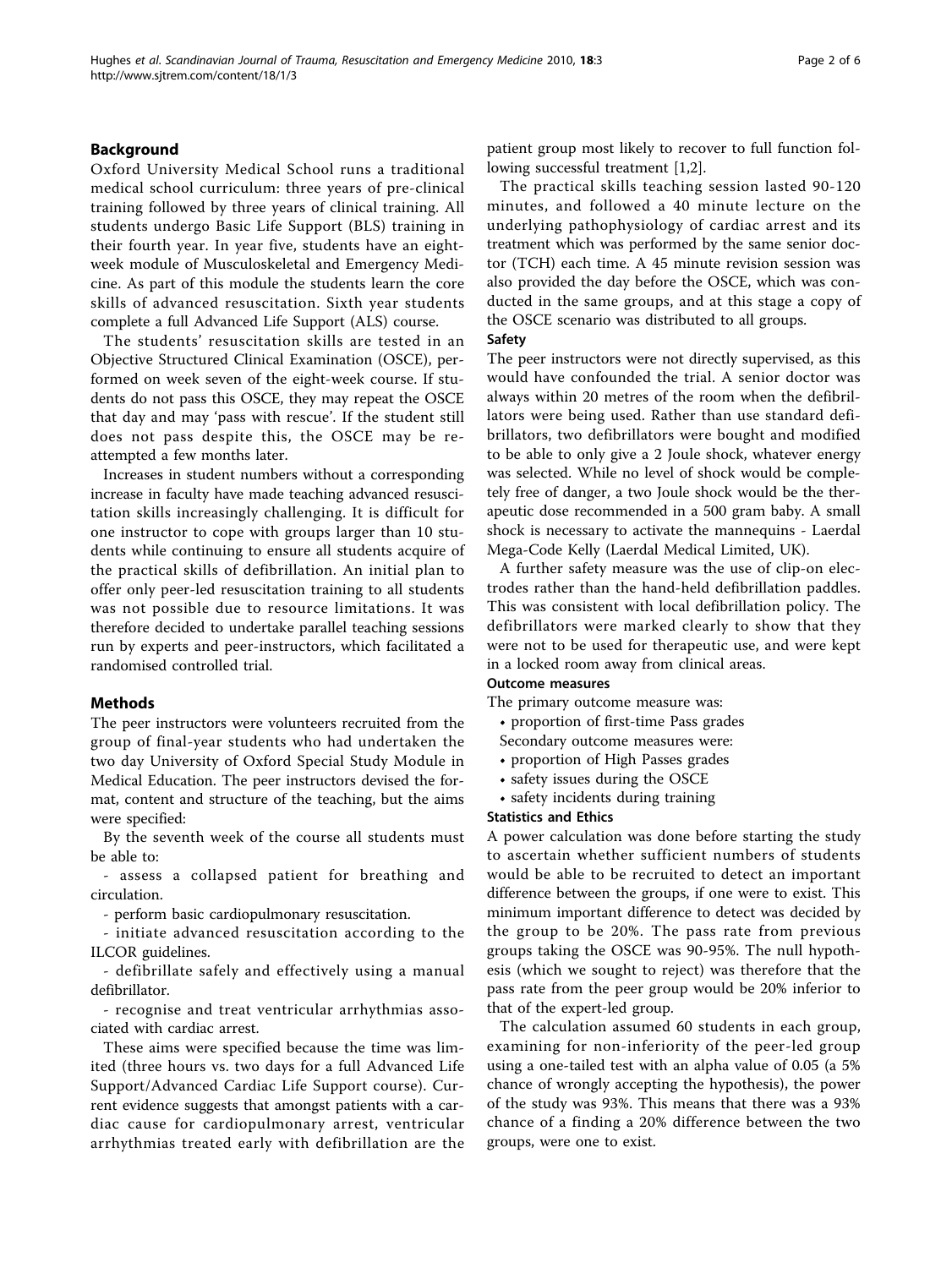## Background

Oxford University Medical School runs a traditional medical school curriculum: three years of pre-clinical training followed by three years of clinical training. All students undergo Basic Life Support (BLS) training in their fourth year. In year five, students have an eight-week module of Musculoskeletal and Emergency Medicine. As part of this module the students learn the core skills of advanced resuscitation. Sixth year students complete a full Advanced Life Support (ALS) course.

The students' resuscitation skills are tested in an Objective Structured Clinical Examination (OSCE), performed on week seven of the eight-week course. If students do not pass this OSCE, they may repeat the OSCE that day and may 'pass with rescue'. If the student still does not pass despite this, the OSCE may be re-attempted a few months later.

Increases in student numbers without a corresponding increase in faculty have made teaching advanced resuscitation skills increasingly challenging. It is difficult for one instructor to cope with groups larger than 10 students while continuing to ensure all students acquire of the practical skills of defibrillation. An initial plan to offer only peer-led resuscitation training to all students was not possible due to resource limitations. It was therefore decided to undertake parallel teaching sessions run by experts and peer-instructors, which facilitated a randomised controlled trial.

## Methods

The peer instructors were volunteers recruited from the group of final-year students who had undertaken the two day University of Oxford Special Study Module in Medical Education. The peer instructors devised the format, content and structure of the teaching, but the aims were specified:

By the seventh week of the course all students must be able to:

- assess a collapsed patient for breathing and circulation.
- perform basic cardiopulmonary resuscitation.
- initiate advanced resuscitation according to the ILCOR guidelines.
- defibrillate safely and effectively using a manual defibrillator.
- recognise and treat ventricular arrhythmias associated with cardiac arrest.

These aims were specified because the time was limited (three hours vs. two days for a full Advanced Life Support/Advanced Cardiac Life Support course). Current evidence suggests that amongst patients with a cardiac cause for cardiopulmonary arrest, ventricular arrhythmias treated early with defibrillation are the patient group most likely to recover to full function following successful treatment [1,2].

The practical skills teaching session lasted 90-120 minutes, and followed a 40 minute lecture on the underlying pathophysiology of cardiac arrest and its treatment which was performed by the same senior doctor (TCH) each time. A 45 minute revision session was also provided the day before the OSCE, which was conducted in the same groups, and at this stage a copy of the OSCE scenario was distributed to all groups.

### Safety

The peer instructors were not directly supervised, as this would have confounded the trial. A senior doctor was always within 20 metres of the room when the defibrillators were being used. Rather than use standard defibrillators, two defibrillators were bought and modified to be able to only give a 2 Joule shock, whatever energy was selected. While no level of shock would be completely free of danger, a two Joule shock would be the therapeutic dose recommended in a 500 gram baby. A small shock is necessary to activate the mannequins - Laerdal Mega-Code Kelly (Laerdal Medical Limited, UK).

A further safety measure was the use of clip-on electrodes rather than the hand-held defibrillation paddles. This was consistent with local defibrillation policy. The defibrillators were marked clearly to show that they were not to be used for therapeutic use, and were kept in a locked room away from clinical areas.

### Outcome measures

The primary outcome measure was:

- proportion of first-time Pass grades

Secondary outcome measures were:

- proportion of High Passes grades
- safety issues during the OSCE
- safety incidents during training

### Statistics and Ethics

A power calculation was done before starting the study to ascertain whether sufficient numbers of students would be able to be recruited to detect an important difference between the groups, if one were to exist. This minimum important difference to detect was decided by the group to be 20%. The pass rate from previous groups taking the OSCE was 90-95%. The null hypothesis (which we sought to reject) was therefore that the pass rate from the peer group would be 20% inferior to that of the expert-led group.

The calculation assumed 60 students in each group, examining for non-inferiority of the peer-led group using a one-tailed test with an alpha value of 0.05 (a 5% chance of wrongly accepting the hypothesis), the power of the study was 93%. This means that there was a 93% chance of a finding a 20% difference between the two groups, were one to exist.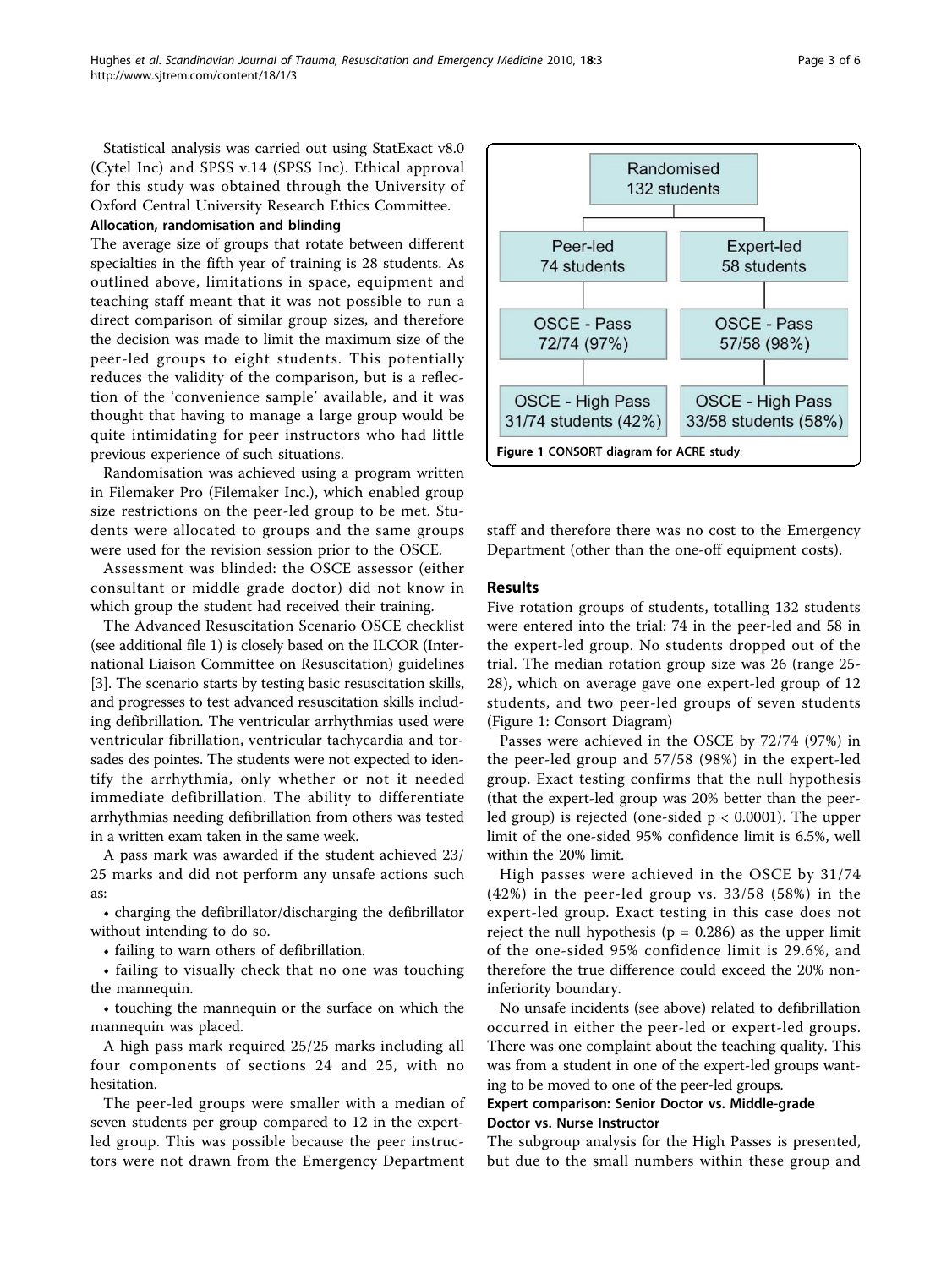Statistical analysis was carried out using StatExact v8.0 (Cytel Inc) and SPSS v.14 (SPSS Inc). Ethical approval for this study was obtained through the University of Oxford Central University Research Ethics Committee.

### Allocation, randomisation and blinding

The average size of groups that rotate between different specialties in the fifth year of training is 28 students. As outlined above, limitations in space, equipment and teaching staff meant that it was not possible to run a direct comparison of similar group sizes, and therefore the decision was made to limit the maximum size of the peer-led groups to eight students. This potentially reduces the validity of the comparison, but is a reflection of the 'convenience sample' available, and it was thought that having to manage a large group would be quite intimidating for peer instructors who had little previous experience of such situations.

Randomisation was achieved using a program written in Filemaker Pro (Filemaker Inc.), which enabled group size restrictions on the peer-led group to be met. Students were allocated to groups and the same groups were used for the revision session prior to the OSCE.

Assessment was blinded: the OSCE assessor (either consultant or middle grade doctor) did not know in which group the student had received their training.

The Advanced Resuscitation Scenario OSCE checklist (see additional file 1) is closely based on the ILCOR (International Liaison Committee on Resuscitation) guidelines [3]. The scenario starts by testing basic resuscitation skills, and progresses to test advanced resuscitation skills including defibrillation. The ventricular arrhythmias used were ventricular fibrillation, ventricular tachycardia and torsades des pointes. The students were not expected to identify the arrhythmia, only whether or not it needed immediate defibrillation. The ability to differentiate arrhythmias needing defibrillation from others was tested in a written exam taken in the same week.

A pass mark was awarded if the student achieved 23/25 marks and did not perform any unsafe actions such as:

- charging the defibrillator/discharging the defibrillator without intending to do so.
- failing to warn others of defibrillation.
- failing to visually check that no one was touching the mannequin.
- touching the mannequin or the surface on which the mannequin was placed.

A high pass mark required 25/25 marks including all four components of sections 24 and 25, with no hesitation.

The peer-led groups were smaller with a median of seven students per group compared to 12 in the expert-led group. This was possible because the peer instructors were not drawn from the Emergency Department staff and therefore there was no cost to the Emergency Department (other than the one-off equipment costs).

Randomised
132 students

Peer-led
74 students

Expert-led
58 students

OSCE - Pass
72/74 (97%)

OSCE - Pass
57/58 (98%)

OSCE - High Pass
31/74 students (42%)

OSCE - High Pass
33/58 students (58%)

**Figure 1 CONSORT diagram for ACRE study.**

## Results

Five rotation groups of students, totalling 132 students were entered into the trial: 74 in the peer-led and 58 in the expert-led group. No students dropped out of the trial. The median rotation group size was 26 (range 25-28), which on average gave one expert-led group of 12 students, and two peer-led groups of seven students (Figure 1: Consort Diagram)

Passes were achieved in the OSCE by 72/74 (97%) in the peer-led group and 57/58 (98%) in the expert-led group. Exact testing confirms that the null hypothesis (that the expert-led group was 20% better than the peer-led group) is rejected (one-sided $p < 0.0001$). The upper limit of the one-sided 95% confidence limit is 6.5%, well within the 20% limit.

High passes were achieved in the OSCE by 31/74 (42%) in the peer-led group vs. 33/58 (58%) in the expert-led group. Exact testing in this case does not reject the null hypothesis ($p = 0.286$) as the upper limit of the one-sided 95% confidence limit is 29.6%, and therefore the true difference could exceed the 20% non-inferiority boundary.

No unsafe incidents (see above) related to defibrillation occurred in either the peer-led or expert-led groups. There was one complaint about the teaching quality. This was from a student in one of the expert-led groups wanting to be moved to one of the peer-led groups.

### Expert comparison: Senior Doctor vs. Middle-grade Doctor vs. Nurse Instructor

The subgroup analysis for the High Passes is presented, but due to the small numbers within these group and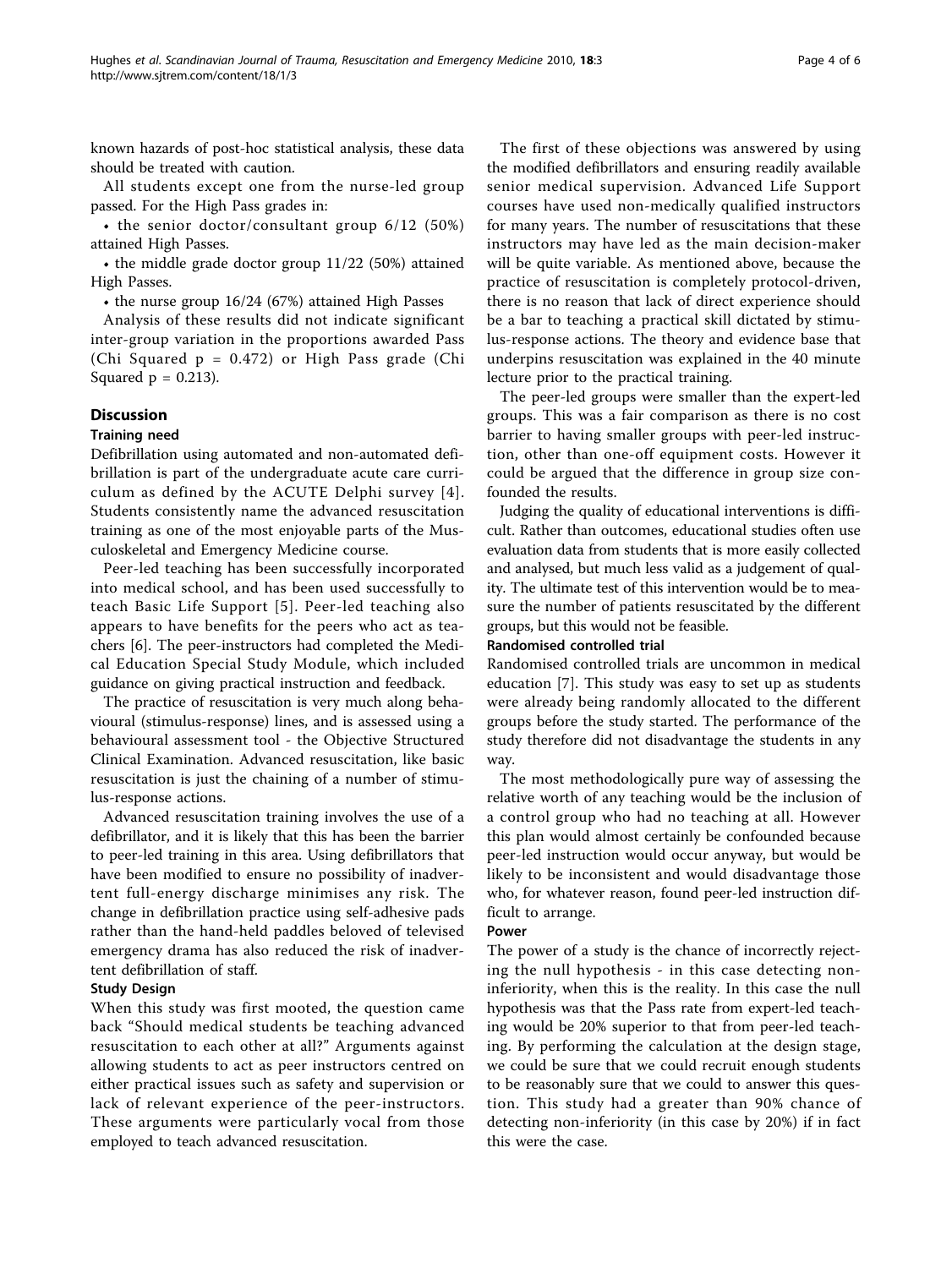known hazards of post-hoc statistical analysis, these data should be treated with caution.

All students except one from the nurse-led group passed. For the High Pass grades in:

- the senior doctor/consultant group 6/12 (50%) attained High Passes.
- the middle grade doctor group 11/22 (50%) attained High Passes.
- the nurse group 16/24 (67%) attained High Passes

Analysis of these results did not indicate significant inter-group variation in the proportions awarded Pass (Chi Squared $p = 0.472$) or High Pass grade (Chi Squared $p = 0.213$).

## Discussion

### Training need

Defibrillation using automated and non-automated defibrillation is part of the undergraduate acute care curriculum as defined by the ACUTE Delphi survey [4]. Students consistently name the advanced resuscitation training as one of the most enjoyable parts of the Musculoskeletal and Emergency Medicine course.

Peer-led teaching has been successfully incorporated into medical school, and has been used successfully to teach Basic Life Support [5]. Peer-led teaching also appears to have benefits for the peers who act as teachers [6]. The peer-instructors had completed the Medical Education Special Study Module, which included guidance on giving practical instruction and feedback.

The practice of resuscitation is very much along behavioural (stimulus-response) lines, and is assessed using a behavioural assessment tool - the Objective Structured Clinical Examination. Advanced resuscitation, like basic resuscitation is just the chaining of a number of stimulus-response actions.

Advanced resuscitation training involves the use of a defibrillator, and it is likely that this has been the barrier to peer-led training in this area. Using defibrillators that have been modified to ensure no possibility of inadvertent full-energy discharge minimises any risk. The change in defibrillation practice using self-adhesive pads rather than the hand-held paddles beloved of televised emergency drama has also reduced the risk of inadvertent defibrillation of staff.

### Study Design

When this study was first mooted, the question came back "Should medical students be teaching advanced resuscitation to each other at all?" Arguments against allowing students to act as peer instructors centred on either practical issues such as safety and supervision or lack of relevant experience of the peer-instructors. These arguments were particularly vocal from those employed to teach advanced resuscitation.

The first of these objections was answered by using the modified defibrillators and ensuring readily available senior medical supervision. Advanced Life Support courses have used non-medically qualified instructors for many years. The number of resuscitations that these instructors may have led as the main decision-maker will be quite variable. As mentioned above, because the practice of resuscitation is completely protocol-driven, there is no reason that lack of direct experience should be a bar to teaching a practical skill dictated by stimulus-response actions. The theory and evidence base that underpins resuscitation was explained in the 40 minute lecture prior to the practical training.

The peer-led groups were smaller than the expert-led groups. This was a fair comparison as there is no cost barrier to having smaller groups with peer-led instruction, other than one-off equipment costs. However it could be argued that the difference in group size confounded the results.

Judging the quality of educational interventions is difficult. Rather than outcomes, educational studies often use evaluation data from students that is more easily collected and analysed, but much less valid as a judgement of quality. The ultimate test of this intervention would be to measure the number of patients resuscitated by the different groups, but this would not be feasible.

### Randomised controlled trial

Randomised controlled trials are uncommon in medical education [7]. This study was easy to set up as students were already being randomly allocated to the different groups before the study started. The performance of the study therefore did not disadvantage the students in any way.

The most methodologically pure way of assessing the relative worth of any teaching would be the inclusion of a control group who had no teaching at all. However this plan would almost certainly be confounded because peer-led instruction would occur anyway, but would be likely to be inconsistent and would disadvantage those who, for whatever reason, found peer-led instruction difficult to arrange.

### Power

The power of a study is the chance of incorrectly rejecting the null hypothesis - in this case detecting non-inferiority, when this is the reality. In this case the null hypothesis was that the Pass rate from expert-led teaching would be 20% superior to that from peer-led teaching. By performing the calculation at the design stage, we could be sure that we could recruit enough students to be reasonably sure that we could to answer this question. This study had a greater than 90% chance of detecting non-inferiority (in this case by 20%) if in fact this were the case.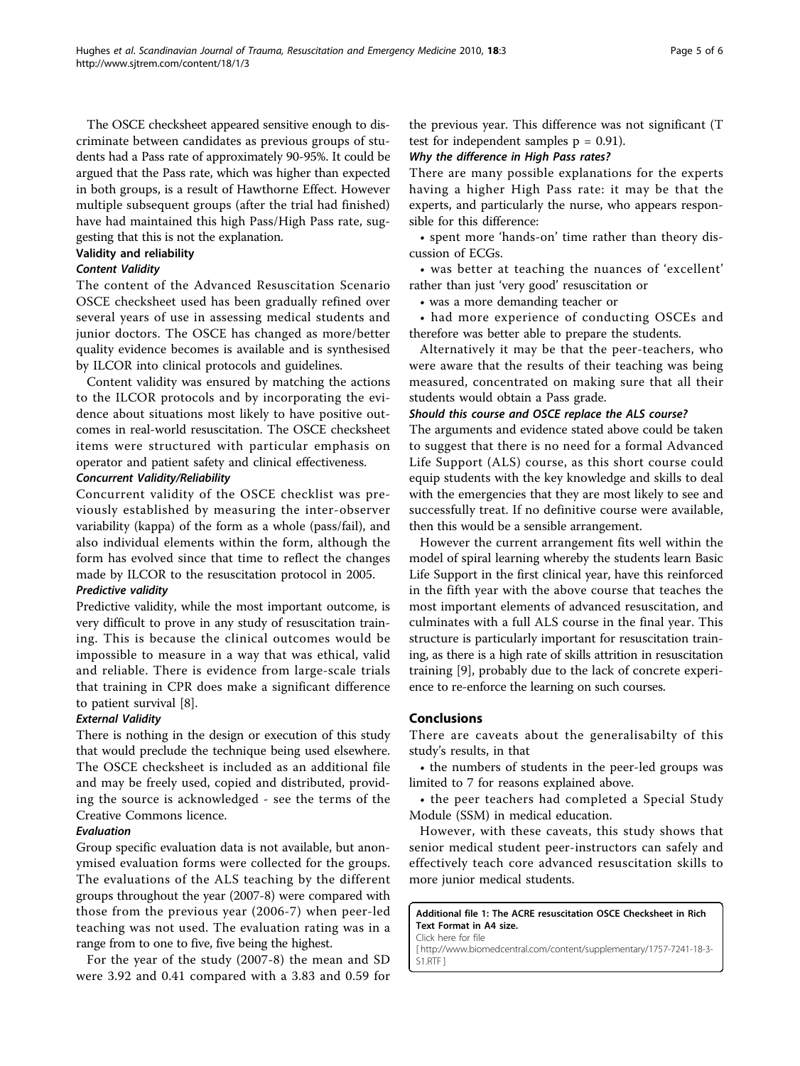The OSCE checksheet appeared sensitive enough to discriminate between candidates as previous groups of students had a Pass rate of approximately 90-95%. It could be argued that the Pass rate, which was higher than expected in both groups, is a result of Hawthorne Effect. However multiple subsequent groups (after the trial had finished) have had maintained this high Pass/High Pass rate, suggesting that this is not the explanation.

### Validity and reliability

#### *Content Validity*

The content of the Advanced Resuscitation Scenario OSCE checksheet used has been gradually refined over several years of use in assessing medical students and junior doctors. The OSCE has changed as more/better quality evidence becomes is available and is synthesised by ILCOR into clinical protocols and guidelines.

Content validity was ensured by matching the actions to the ILCOR protocols and by incorporating the evidence about situations most likely to have positive outcomes in real-world resuscitation. The OSCE checksheet items were structured with particular emphasis on operator and patient safety and clinical effectiveness.

#### *Concurrent Validity/Reliability*

Concurrent validity of the OSCE checklist was previously established by measuring the inter-observer variability (kappa) of the form as a whole (pass/fail), and also individual elements within the form, although the form has evolved since that time to reflect the changes made by ILCOR to the resuscitation protocol in 2005.

#### *Predictive validity*

Predictive validity, while the most important outcome, is very difficult to prove in any study of resuscitation training. This is because the clinical outcomes would be impossible to measure in a way that was ethical, valid and reliable. There is evidence from large-scale trials that training in CPR does make a significant difference to patient survival [8].

#### *External Validity*

There is nothing in the design or execution of this study that would preclude the technique being used elsewhere. The OSCE checksheet is included as an additional file and may be freely used, copied and distributed, providing the source is acknowledged - see the terms of the Creative Commons licence.

#### *Evaluation*

Group specific evaluation data is not available, but anonymised evaluation forms were collected for the groups. The evaluations of the ALS teaching by the different groups throughout the year (2007-8) were compared with those from the previous year (2006-7) when peer-led teaching was not used. The evaluation rating was in a range from to one to five, five being the highest.

For the year of the study (2007-8) the mean and SD were 3.92 and 0.41 compared with a 3.83 and 0.59 for the previous year. This difference was not significant (T test for independent samples $p = 0.91$).

#### *Why the difference in High Pass rates?*

There are many possible explanations for the experts having a higher High Pass rate: it may be that the experts, and particularly the nurse, who appears responsible for this difference:

- spent more 'hands-on' time rather than theory discussion of ECGs.
- was better at teaching the nuances of 'excellent' rather than just 'very good' resuscitation or
- was a more demanding teacher or
- had more experience of conducting OSCEs and therefore was better able to prepare the students.

Alternatively it may be that the peer-teachers, who were aware that the results of their teaching was being measured, concentrated on making sure that all their students would obtain a Pass grade.

#### *Should this course and OSCE replace the ALS course?*

The arguments and evidence stated above could be taken to suggest that there is no need for a formal Advanced Life Support (ALS) course, as this short course could equip students with the key knowledge and skills to deal with the emergencies that they are most likely to see and successfully treat. If no definitive course were available, then this would be a sensible arrangement.

However the current arrangement fits well within the model of spiral learning whereby the students learn Basic Life Support in the first clinical year, have this reinforced in the fifth year with the above course that teaches the most important elements of advanced resuscitation, and culminates with a full ALS course in the final year. This structure is particularly important for resuscitation training, as there is a high rate of skills attrition in resuscitation training [9], probably due to the lack of concrete experience to re-enforce the learning on such courses.

## Conclusions

There are caveats about the generalisabilty of this study's results, in that

- the numbers of students in the peer-led groups was limited to 7 for reasons explained above.
- the peer teachers had completed a Special Study Module (SSM) in medical education.

However, with these caveats, this study shows that senior medical student peer-instructors can safely and effectively teach core advanced resuscitation skills to more junior medical students.

**Additional file 1: The ACRE resuscitation OSCE Checksheet in Rich Text Format in A4 size.**
Click here for file
[ http://www.biomedcentral.com/content/supplementary/1757-7241-18-3-S1.RTF ]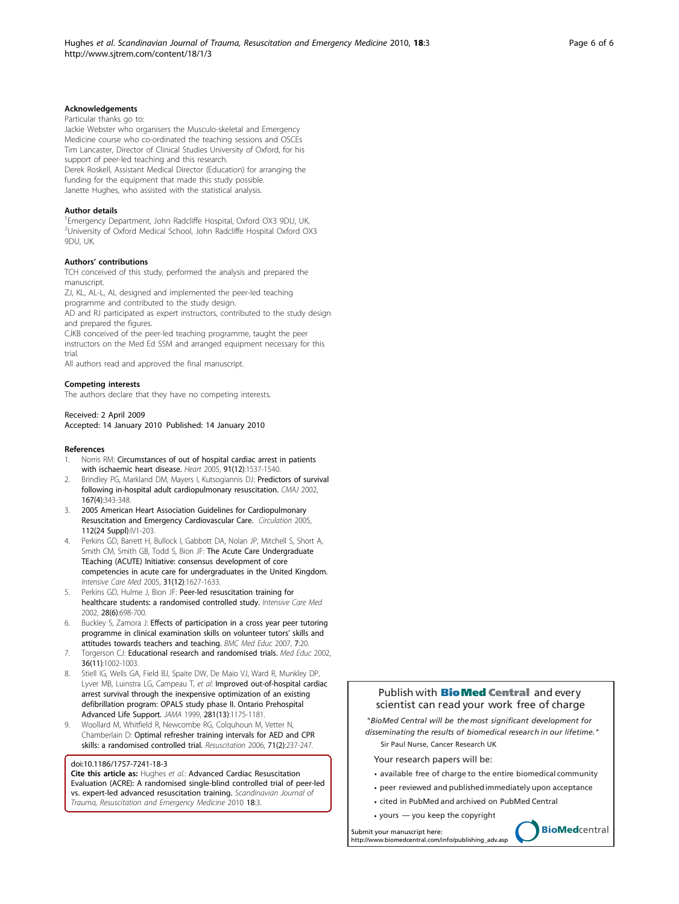### Acknowledgements

Particular thanks go to:
Jackie Webster who organisers the Musculo-skeletal and Emergency Medicine course who co-ordinated the teaching sessions and OSCEs
Tim Lancaster, Director of Clinical Studies University of Oxford, for his support of peer-led teaching and this research.
Derek Roskell, Assistant Medical Director (Education) for arranging the funding for the equipment that made this study possible.
Janette Hughes, who assisted with the statistical analysis.

### Author details

[1]Emergency Department, John Radcliffe Hospital, Oxford OX3 9DU, UK.
[2]University of Oxford Medical School, John Radcliffe Hospital Oxford OX3 9DU, UK.

### Authors' contributions

TCH conceived of this study, performed the analysis and prepared the manuscript.
ZJ, KL, AL-L, AL designed and implemented the peer-led teaching programme and contributed to the study design.
AD and RJ participated as expert instructors, contributed to the study design and prepared the figures.
CJKB conceived of the peer-led teaching programme, taught the peer instructors on the Med Ed SSM and arranged equipment necessary for this trial.
All authors read and approved the final manuscript.

### Competing interests

The authors declare that they have no competing interests.

Received: 2 April 2009
Accepted: 14 January 2010 Published: 14 January 2010

### References

1. Norris RM: **Circumstances of out of hospital cardiac arrest in patients with ischaemic heart disease.** *Heart* 2005, **91(12)**:1537-1540.
2. Brindley PG, Markland DM, Mayers I, Kutsogiannis DJ: **Predictors of survival following in-hospital adult cardiopulmonary resuscitation.** *CMAJ* 2002, **167(4)**:343-348.
3. **2005 American Heart Association Guidelines for Cardiopulmonary Resuscitation and Emergency Cardiovascular Care.** *Circulation* 2005, **112(24 Suppl)**:IV1-203.
4. Perkins GD, Barrett H, Bullock I, Gabbott DA, Nolan JP, Mitchell S, Short A, Smith CM, Smith GB, Todd S, Bion JF: **The Acute Care Undergraduate TEaching (ACUTE) Initiative: consensus development of core competencies in acute care for undergraduates in the United Kingdom.** *Intensive Care Med* 2005, **31(12)**:1627-1633.
5. Perkins GD, Hulme J, Bion JF: **Peer-led resuscitation training for healthcare students: a randomised controlled study.** *Intensive Care Med* 2002, **28(6)**:698-700.
6. Buckley S, Zamora J: **Effects of participation in a cross year peer tutoring programme in clinical examination skills on volunteer tutors' skills and attitudes towards teachers and teaching.** *BMC Med Educ* 2007, **7**:20.
7. Torgerson CJ: **Educational research and randomised trials.** *Med Educ* 2002, **36(11)**:1002-1003.
8. Stiell IG, Wells GA, Field BJ, Spaite DW, De Maio VJ, Ward R, Munkley DP, Lyver MB, Luinstra LG, Campeau T, *et al*: **Improved out-of-hospital cardiac arrest survival through the inexpensive optimization of an existing defibrillation program: OPALS study phase II. Ontario Prehospital Advanced Life Support.** *JAMA* 1999, **281(13)**:1175-1181.
9. Woollard M, Whitfield R, Newcombe RG, Colquhoun M, Vetter N, Chamberlain D: **Optimal refresher training intervals for AED and CPR skills: a randomised controlled trial.** *Resuscitation* 2006, **71(2)**:237-247.

doi:10.1186/1757-7241-18-3

**Cite this article as:** Hughes *et al.*: Advanced Cardiac Resuscitation Evaluation (ACRE): A randomised single-blind controlled trial of peer-led vs. expert-led advanced resuscitation training. *Scandinavian Journal of Trauma, Resuscitation and Emergency Medicine* 2010 **18**:3.

Publish with **BioMed Central** and every scientist can read your work free of charge

*"BioMed Central will be the most significant development for disseminating the results of biomedical research in our lifetime."*
Sir Paul Nurse, Cancer Research UK

Your research papers will be:

- available free of charge to the entire biomedical community
- peer reviewed and published immediately upon acceptance
- cited in PubMed and archived on PubMed Central
- yours — you keep the copyright

Submit your manuscript here:
http://www.biomedcentral.com/info/publishing_adv.asp

BioMedcentral